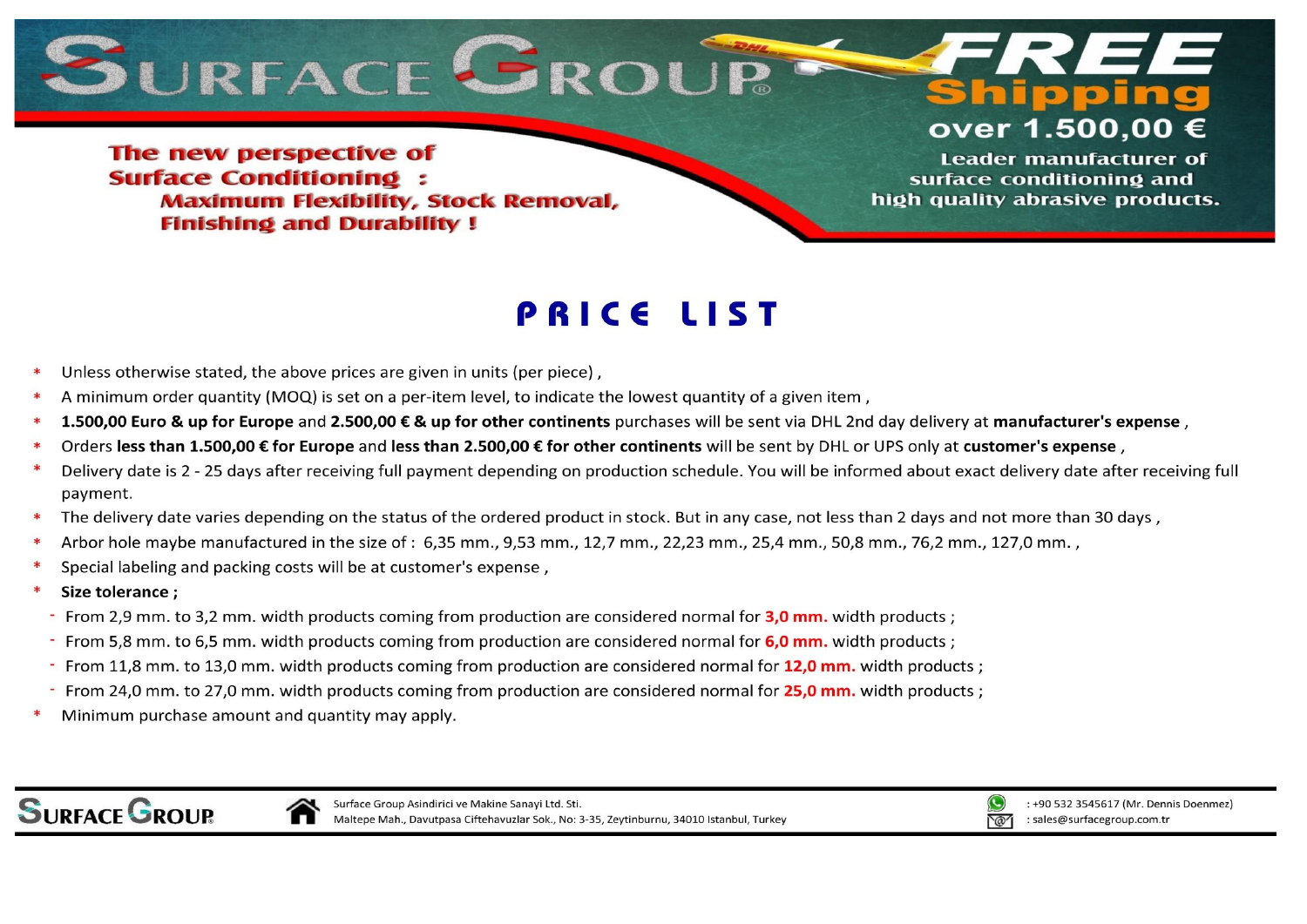# SURFACE GROUP®

**FREE Shipping over 1.500,00 €**

**The new perspective of Surface Conditioning :**
**Maximum Flexibility, Stock Removal, Finishing and Durability !**

**Leader manufacturer of surface conditioning and high quality abrasive products.**

## PRICE LIST

* Unless otherwise stated, the above prices are given in units (per piece) ,
* A minimum order quantity (MOQ) is set on a per-item level, to indicate the lowest quantity of a given item ,
* **1.500,00 Euro & up for Europe** and **2.500,00 € & up for other continents** purchases will be sent via DHL 2nd day delivery at **manufacturer's expense** ,
* Orders **less than 1.500,00 € for Europe** and **less than 2.500,00 € for other continents** will be sent by DHL or UPS only at **customer's expense** ,
* Delivery date is 2 - 25 days after receiving full payment depending on production schedule. You will be informed about exact delivery date after receiving full payment.
* The delivery date varies depending on the status of the ordered product in stock. But in any case, not less than 2 days and not more than 30 days ,
* Arbor hole maybe manufactured in the size of : 6,35 mm., 9,53 mm., 12,7 mm., 22,23 mm., 25,4 mm., 50,8 mm., 76,2 mm., 127,0 mm. ,
* Special labeling and packing costs will be at customer's expense ,
* **Size tolerance ;**
  - From 2,9 mm. to 3,2 mm. width products coming from production are considered normal for **3,0 mm.** width products ;
  - From 5,8 mm. to 6,5 mm. width products coming from production are considered normal for **6,0 mm.** width products ;
  - From 11,8 mm. to 13,0 mm. width products coming from production are considered normal for **12,0 mm.** width products ;
  - From 24,0 mm. to 27,0 mm. width products coming from production are considered normal for **25,0 mm.** width products ;
* Minimum purchase amount and quantity may apply.

SURFACE GROUP®

Surface Group Asindirici ve Makine Sanayi Ltd. Sti.
Maltepe Mah., Davutpasa Ciftehavuzlar Sok., No: 3-35, Zeytinburnu, 34010 Istanbul, Turkey

: +90 532 3545617 (Mr. Dennis Doenmez)
: sales@surfacegroup.com.tr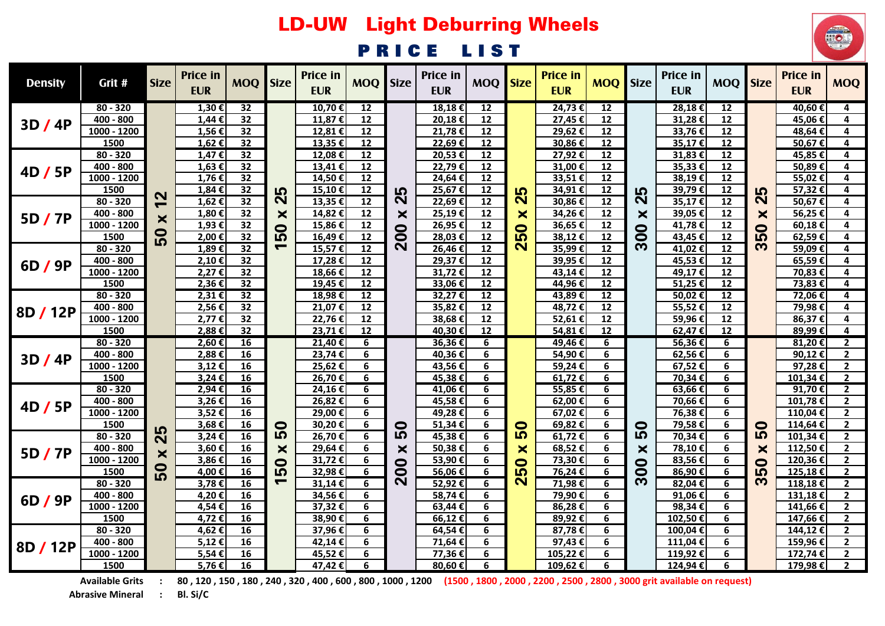# LD-UW Light Deburring Wheels

## PRICE LIST

| Density | Grit # | Size | Price in EUR | MOQ | Size | Price in EUR | MOQ | Size | Price in EUR | MOQ | Size | Price in EUR | MOQ | Size | Price in EUR | MOQ | Size | Price in EUR | MOQ |
|---|---|---|---|---|---|---|---|---|---|---|---|---|---|---|---|---|---|---|---|
| 3D / 4P | 80 - 320 | 50 x 12 | 1,30 € | 32 | 150 x 25 | 10,70 € | 12 | 200 x 25 | 18,18 € | 12 | 250 x 25 | 24,73 € | 12 | 300 x 25 | 28,18 € | 12 | 350 x 25 | 40,60 € | 4 |
| | 400 - 800 | | 1,44 € | 32 | | 11,87 € | 12 | | 20,18 € | 12 | | 27,45 € | 12 | | 31,28 € | 12 | | 45,06 € | 4 |
| | 1000 - 1200 | | 1,56 € | 32 | | 12,81 € | 12 | | 21,78 € | 12 | | 29,62 € | 12 | | 33,76 € | 12 | | 48,64 € | 4 |
| | 1500 | | 1,62 € | 32 | | 13,35 € | 12 | | 22,69 € | 12 | | 30,86 € | 12 | | 35,17 € | 12 | | 50,67 € | 4 |
| 4D / 5P | 80 - 320 | | 1,47 € | 32 | | 12,08 € | 12 | | 20,53 € | 12 | | 27,92 € | 12 | | 31,83 € | 12 | | 45,85 € | 4 |
| | 400 - 800 | | 1,63 € | 32 | | 13,41 € | 12 | | 22,79 € | 12 | | 31,00 € | 12 | | 35,33 € | 12 | | 50,89 € | 4 |
| | 1000 - 1200 | | 1,76 € | 32 | | 14,50 € | 12 | | 24,64 € | 12 | | 33,51 € | 12 | | 38,19 € | 12 | | 55,02 € | 4 |
| | 1500 | | 1,84 € | 32 | | 15,10 € | 12 | | 25,67 € | 12 | | 34,91 € | 12 | | 39,79 € | 12 | | 57,32 € | 4 |
| 5D / 7P | 80 - 320 | | 1,62 € | 32 | | 13,35 € | 12 | | 22,69 € | 12 | | 30,86 € | 12 | | 35,17 € | 12 | | 50,67 € | 4 |
| | 400 - 800 | | 1,80 € | 32 | | 14,82 € | 12 | | 25,19 € | 12 | | 34,26 € | 12 | | 39,05 € | 12 | | 56,25 € | 4 |
| | 1000 - 1200 | | 1,93 € | 32 | | 15,86 € | 12 | | 26,95 € | 12 | | 36,65 € | 12 | | 41,78 € | 12 | | 60,18 € | 4 |
| | 1500 | | 2,00 € | 32 | | 16,49 € | 12 | | 28,03 € | 12 | | 38,12 € | 12 | | 43,45 € | 12 | | 62,59 € | 4 |
| 6D / 9P | 80 - 320 | | 1,89 € | 32 | | 15,57 € | 12 | | 26,46 € | 12 | | 35,99 € | 12 | | 41,02 € | 12 | | 59,09 € | 4 |
| | 400 - 800 | | 2,10 € | 32 | | 17,28 € | 12 | | 29,37 € | 12 | | 39,95 € | 12 | | 45,53 € | 12 | | 65,59 € | 4 |
| | 1000 - 1200 | | 2,27 € | 32 | | 18,66 € | 12 | | 31,72 € | 12 | | 43,14 € | 12 | | 49,17 € | 12 | | 70,83 € | 4 |
| | 1500 | | 2,36 € | 32 | | 19,45 € | 12 | | 33,06 € | 12 | | 44,96 € | 12 | | 51,25 € | 12 | | 73,83 € | 4 |
| 8D / 12P | 80 - 320 | | 2,31 € | 32 | | 18,98 € | 12 | | 32,27 € | 12 | | 43,89 € | 12 | | 50,02 € | 12 | | 72,06 € | 4 |
| | 400 - 800 | | 2,56 € | 32 | | 21,07 € | 12 | | 35,82 € | 12 | | 48,72 € | 12 | | 55,52 € | 12 | | 79,98 € | 4 |
| | 1000 - 1200 | | 2,77 € | 32 | | 22,76 € | 12 | | 38,68 € | 12 | | 52,61 € | 12 | | 59,96 € | 12 | | 86,37 € | 4 |
| | 1500 | | 2,88 € | 32 | | 23,71 € | 12 | | 40,30 € | 12 | | 54,81 € | 12 | | 62,47 € | 12 | | 89,99 € | 4 |
| 3D / 4P | 80 - 320 | 50 x 25 | 2,60 € | 16 | 150 x 50 | 21,40 € | 6 | 200 x 50 | 36,36 € | 6 | 250 x 50 | 49,46 € | 6 | 300 x 50 | 56,36 € | 6 | 350 x 50 | 81,20 € | 2 |
| | 400 - 800 | | 2,88 € | 16 | | 23,74 € | 6 | | 40,36 € | 6 | | 54,90 € | 6 | | 62,56 € | 6 | | 90,12 € | 2 |
| | 1000 - 1200 | | 3,12 € | 16 | | 25,62 € | 6 | | 43,56 € | 6 | | 59,24 € | 6 | | 67,52 € | 6 | | 97,28 € | 2 |
| | 1500 | | 3,24 € | 16 | | 26,70 € | 6 | | 45,38 € | 6 | | 61,72 € | 6 | | 70,34 € | 6 | | 101,34 € | 2 |
| 4D / 5P | 80 - 320 | | 2,94 € | 16 | | 24,16 € | 6 | | 41,06 € | 6 | | 55,85 € | 6 | | 63,66 € | 6 | | 91,70 € | 2 |
| | 400 - 800 | | 3,26 € | 16 | | 26,82 € | 6 | | 45,58 € | 6 | | 62,00 € | 6 | | 70,66 € | 6 | | 101,78 € | 2 |
| | 1000 - 1200 | | 3,52 € | 16 | | 29,00 € | 6 | | 49,28 € | 6 | | 67,02 € | 6 | | 76,38 € | 6 | | 110,04 € | 2 |
| | 1500 | | 3,68 € | 16 | | 30,20 € | 6 | | 51,34 € | 6 | | 69,82 € | 6 | | 79,58 € | 6 | | 114,64 € | 2 |
| 5D / 7P | 80 - 320 | | 3,24 € | 16 | | 26,70 € | 6 | | 45,38 € | 6 | | 61,72 € | 6 | | 70,34 € | 6 | | 101,34 € | 2 |
| | 400 - 800 | | 3,60 € | 16 | | 29,64 € | 6 | | 50,38 € | 6 | | 68,52 € | 6 | | 78,10 € | 6 | | 112,50 € | 2 |
| | 1000 - 1200 | | 3,86 € | 16 | | 31,72 € | 6 | | 53,90 € | 6 | | 73,30 € | 6 | | 83,56 € | 6 | | 120,36 € | 2 |
| | 1500 | | 4,00 € | 16 | | 32,98 € | 6 | | 56,06 € | 6 | | 76,24 € | 6 | | 86,90 € | 6 | | 125,18 € | 2 |
| 6D / 9P | 80 - 320 | | 3,78 € | 16 | | 31,14 € | 6 | | 52,92 € | 6 | | 71,98 € | 6 | | 82,04 € | 6 | | 118,18 € | 2 |
| | 400 - 800 | | 4,20 € | 16 | | 34,56 € | 6 | | 58,74 € | 6 | | 79,90 € | 6 | | 91,06 € | 6 | | 131,18 € | 2 |
| | 1000 - 1200 | | 4,54 € | 16 | | 37,32 € | 6 | | 63,44 € | 6 | | 86,28 € | 6 | | 98,34 € | 6 | | 141,66 € | 2 |
| | 1500 | | 4,72 € | 16 | | 38,90 € | 6 | | 66,12 € | 6 | | 89,92 € | 6 | | 102,50 € | 6 | | 147,66 € | 2 |
| 8D / 12P | 80 - 320 | | 4,62 € | 16 | | 37,96 € | 6 | | 64,54 € | 6 | | 87,78 € | 6 | | 100,04 € | 6 | | 144,12 € | 2 |
| | 400 - 800 | | 5,12 € | 16 | | 42,14 € | 6 | | 71,64 € | 6 | | 97,43 € | 6 | | 111,04 € | 6 | | 159,96 € | 2 |
| | 1000 - 1200 | | 5,54 € | 16 | | 45,52 € | 6 | | 77,36 € | 6 | | 105,22 € | 6 | | 119,92 € | 6 | | 172,74 € | 2 |
| | 1500 | | 5,76 € | 16 | | 47,42 € | 6 | | 80,60 € | 6 | | 109,62 € | 6 | | 124,94 € | 6 | | 179,98 € | 2 |

**Available Grits** : 80 , 120 , 150 , 180 , 240 , 320 , 400 , 600 , 800 , 1000 , 1200 (1500 , 1800 , 2000 , 2200 , 2500 , 2800 , 3000 grit available on request)

**Abrasive Mineral** : Bl. Si/C